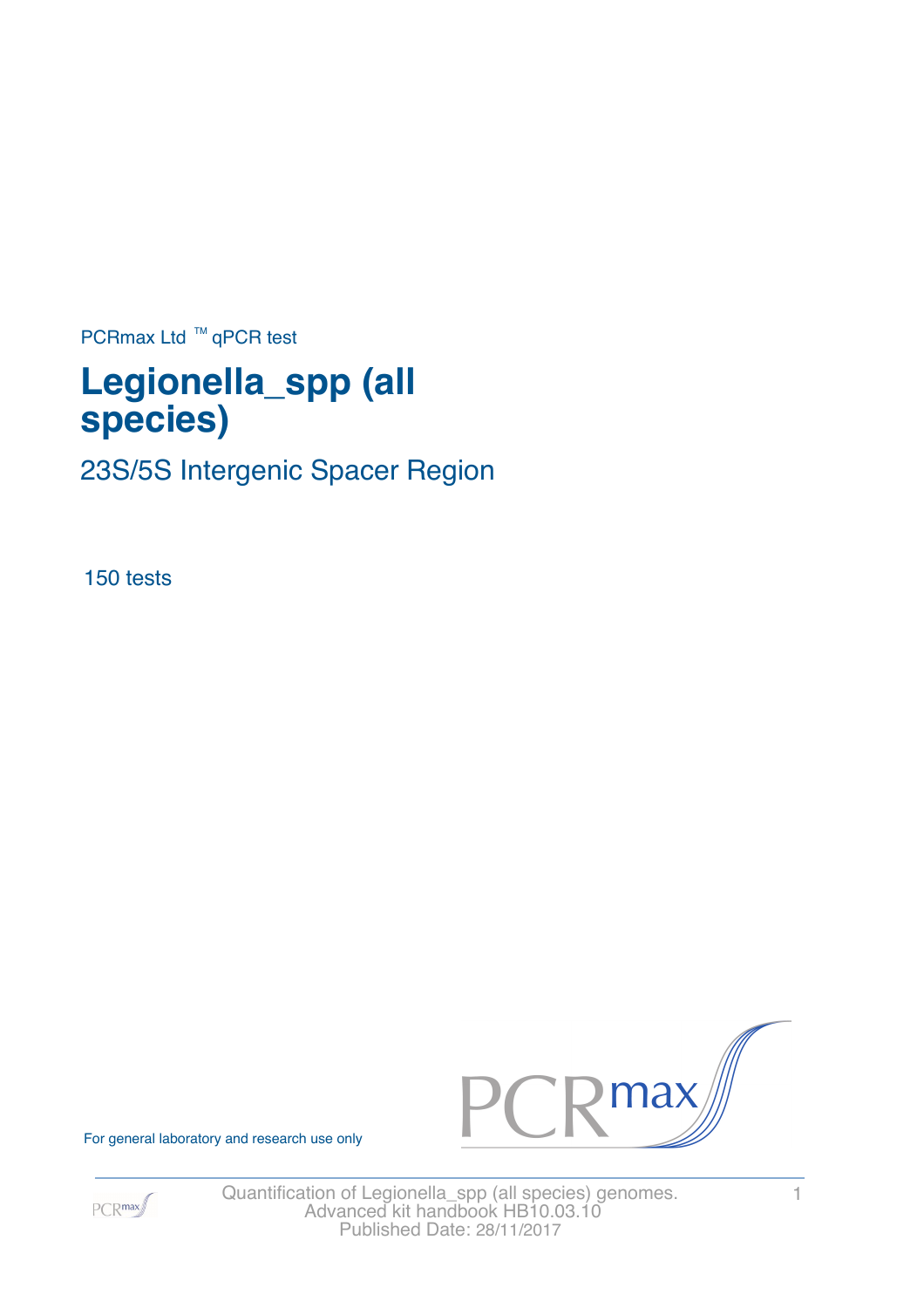PCRmax Ltd ™ qPCR test

# Legionella_spp (all species)

## 23S/5S Intergenic Spacer Region

150 tests

For general laboratory and research use only

Quantification of Legionella_spp (all species) genomes.
Advanced kit handbook HB10.03.10
Published Date: 28/11/2017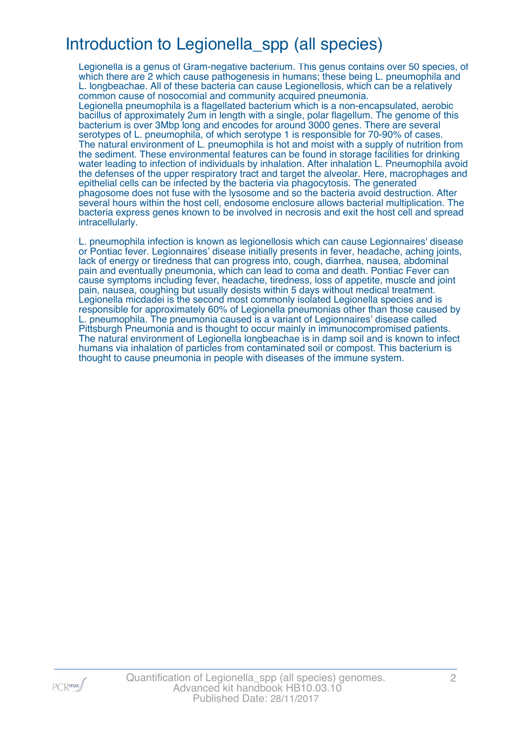# Introduction to Legionella_spp (all species)

Legionella is a genus of Gram-negative bacterium. This genus contains over 50 species, of which there are 2 which cause pathogenesis in humans; these being L. pneumophila and L. longbeachae. All of these bacteria can cause Legionellosis, which can be a relatively common cause of nosocomial and community acquired pneumonia.
Legionella pneumophila is a flagellated bacterium which is a non-encapsulated, aerobic bacillus of approximately 2um in length with a single, polar flagellum. The genome of this bacterium is over 3Mbp long and encodes for around 3000 genes. There are several serotypes of L. pneumophila, of which serotype 1 is responsible for 70-90% of cases. The natural environment of L. pneumophila is hot and moist with a supply of nutrition from the sediment. These environmental features can be found in storage facilities for drinking water leading to infection of individuals by inhalation. After inhalation L. Pneumophila avoid the defenses of the upper respiratory tract and target the alveolar. Here, macrophages and epithelial cells can be infected by the bacteria via phagocytosis. The generated phagosome does not fuse with the lysosome and so the bacteria avoid destruction. After several hours within the host cell, endosome enclosure allows bacterial multiplication. The bacteria express genes known to be involved in necrosis and exit the host cell and spread intracellularly.

L. pneumophila infection is known as legionellosis which can cause Legionnaires' disease or Pontiac fever. Legionnaires' disease initially presents in fever, headache, aching joints, lack of energy or tiredness that can progress into, cough, diarrhea, nausea, abdominal pain and eventually pneumonia, which can lead to coma and death. Pontiac Fever can cause symptoms including fever, headache, tiredness, loss of appetite, muscle and joint pain, nausea, coughing but usually desists within 5 days without medical treatment. Legionella micdadei is the second most commonly isolated Legionella species and is responsible for approximately 60% of Legionella pneumonias other than those caused by L. pneumophila. The pneumonia caused is a variant of Legionnaires' disease called Pittsburgh Pneumonia and is thought to occur mainly in immunocompromised patients. The natural environment of Legionella longbeachae is in damp soil and is known to infect humans via inhalation of particles from contaminated soil or compost. This bacterium is thought to cause pneumonia in people with diseases of the immune system.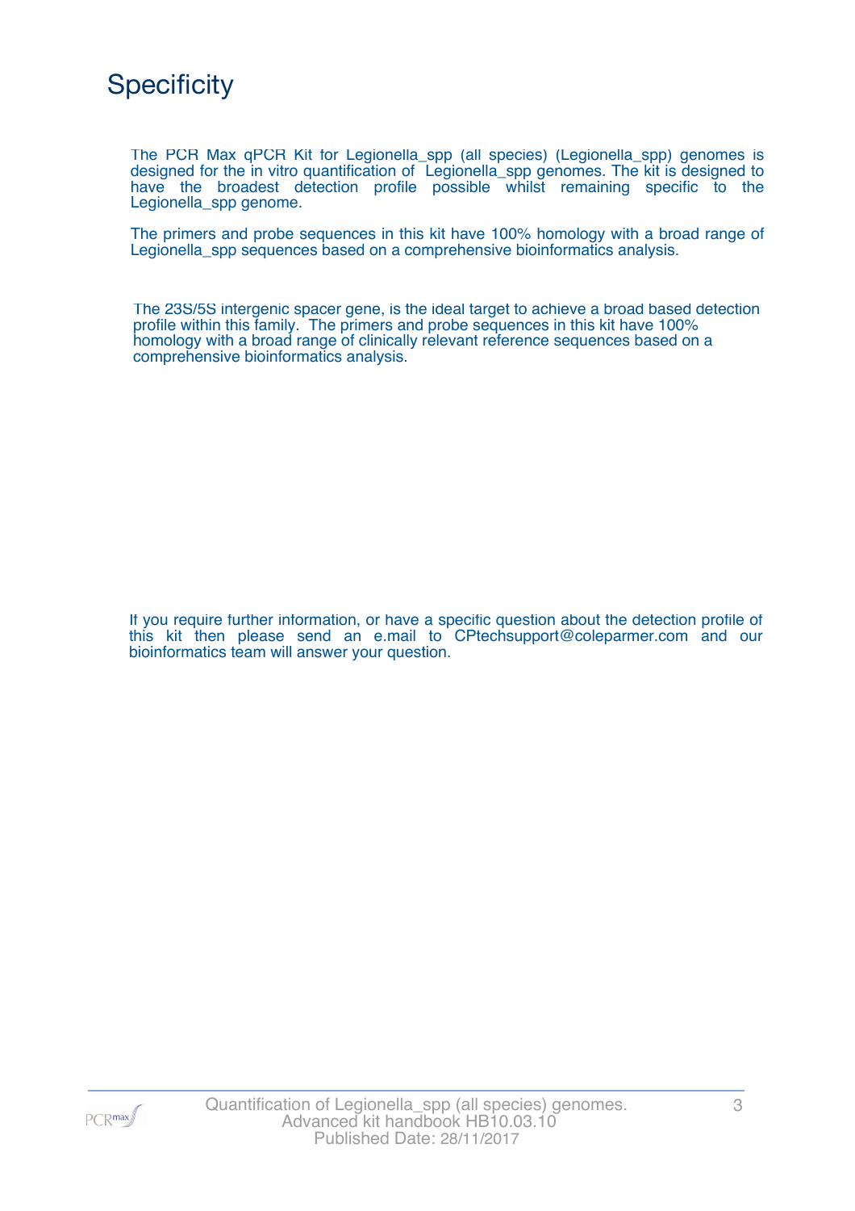# Specificity

The PCR Max qPCR Kit for Legionella_spp (all species) (Legionella_spp) genomes is designed for the in vitro quantification of Legionella_spp genomes. The kit is designed to have the broadest detection profile possible whilst remaining specific to the Legionella_spp genome.

The primers and probe sequences in this kit have 100% homology with a broad range of Legionella_spp sequences based on a comprehensive bioinformatics analysis.

The 23S/5S intergenic spacer gene, is the ideal target to achieve a broad based detection profile within this family. The primers and probe sequences in this kit have 100% homology with a broad range of clinically relevant reference sequences based on a comprehensive bioinformatics analysis.

If you require further information, or have a specific question about the detection profile of this kit then please send an e.mail to CPtechsupport@coleparmer.com and our bioinformatics team will answer your question.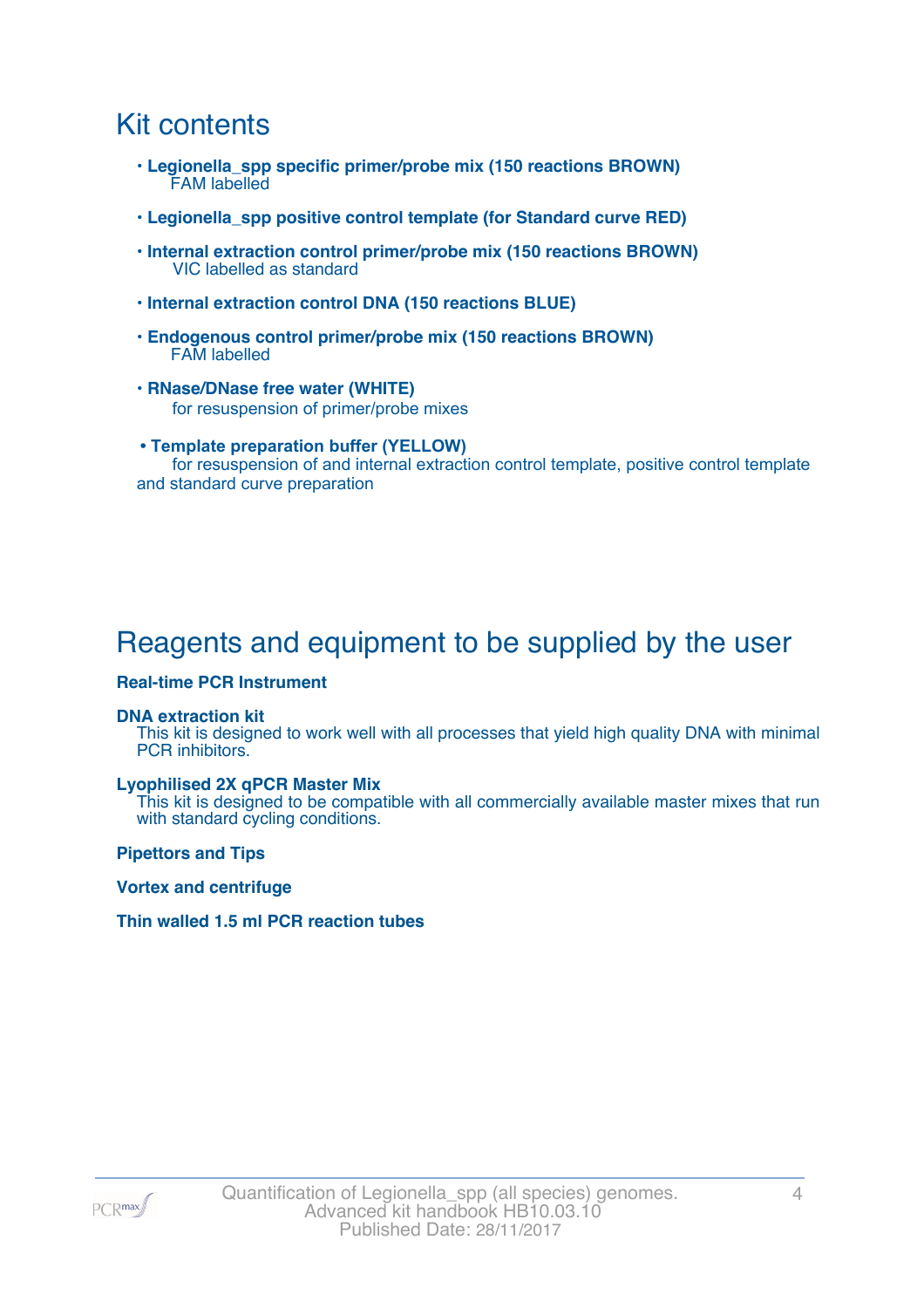## Kit contents

- **Legionella_spp specific primer/probe mix (150 reactions BROWN)**
  FAM labelled
- **Legionella_spp positive control template (for Standard curve RED)**
- **Internal extraction control primer/probe mix (150 reactions BROWN)**
  VIC labelled as standard
- **Internal extraction control DNA (150 reactions BLUE)**
- **Endogenous control primer/probe mix (150 reactions BROWN)**
  FAM labelled
- **RNase/DNase free water (WHITE)**
  for resuspension of primer/probe mixes
- **Template preparation buffer (YELLOW)**
  for resuspension of and internal extraction control template, positive control template and standard curve preparation

## Reagents and equipment to be supplied by the user

**Real-time PCR Instrument**

**DNA extraction kit**
This kit is designed to work well with all processes that yield high quality DNA with minimal PCR inhibitors.

**Lyophilised 2X qPCR Master Mix**
This kit is designed to be compatible with all commercially available master mixes that run with standard cycling conditions.

**Pipettors and Tips**

**Vortex and centrifuge**

**Thin walled 1.5 ml PCR reaction tubes**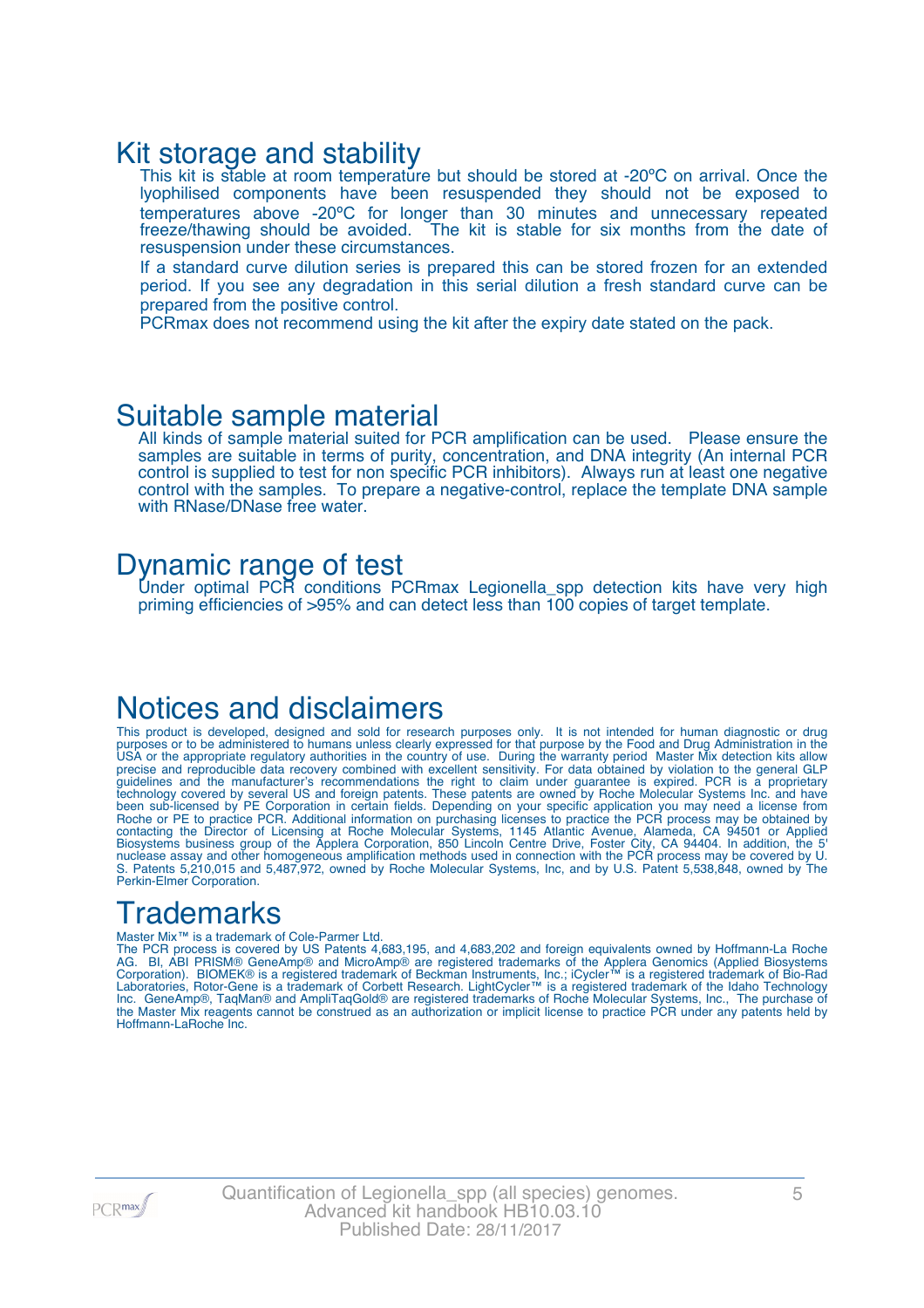## Kit storage and stability

This kit is stable at room temperature but should be stored at -20ºC on arrival. Once the lyophilised components have been resuspended they should not be exposed to temperatures above -20ºC for longer than 30 minutes and unnecessary repeated freeze/thawing should be avoided. The kit is stable for six months from the date of resuspension under these circumstances.

If a standard curve dilution series is prepared this can be stored frozen for an extended period. If you see any degradation in this serial dilution a fresh standard curve can be prepared from the positive control.

PCRmax does not recommend using the kit after the expiry date stated on the pack.

## Suitable sample material

All kinds of sample material suited for PCR amplification can be used. Please ensure the samples are suitable in terms of purity, concentration, and DNA integrity (An internal PCR control is supplied to test for non specific PCR inhibitors). Always run at least one negative control with the samples. To prepare a negative-control, replace the template DNA sample with RNase/DNase free water.

## Dynamic range of test

Under optimal PCR conditions PCRmax Legionella_spp detection kits have very high priming efficiencies of >95% and can detect less than 100 copies of target template.

## Notices and disclaimers

This product is developed, designed and sold for research purposes only. It is not intended for human diagnostic or drug purposes or to be administered to humans unless clearly expressed for that purpose by the Food and Drug Administration in the USA or the appropriate regulatory authorities in the country of use. During the warranty period Master Mix detection kits allow precise and reproducible data recovery combined with excellent sensitivity. For data obtained by violation to the general GLP guidelines and the manufacturer's recommendations the right to claim under guarantee is expired. PCR is a proprietary technology covered by several US and foreign patents. These patents are owned by Roche Molecular Systems Inc. and have been sub-licensed by PE Corporation in certain fields. Depending on your specific application you may need a license from Roche or PE to practice PCR. Additional information on purchasing licenses to practice the PCR process may be obtained by contacting the Director of Licensing at Roche Molecular Systems, 1145 Atlantic Avenue, Alameda, CA 94501 or Applied Biosystems business group of the Applera Corporation, 850 Lincoln Centre Drive, Foster City, CA 94404. In addition, the 5' nuclease assay and other homogeneous amplification methods used in connection with the PCR process may be covered by U. S. Patents 5,210,015 and 5,487,972, owned by Roche Molecular Systems, Inc, and by U.S. Patent 5,538,848, owned by The Perkin-Elmer Corporation.

## Trademarks

Master Mix™ is a trademark of Cole-Parmer Ltd.
The PCR process is covered by US Patents 4,683,195, and 4,683,202 and foreign equivalents owned by Hoffmann-La Roche AG. BI, ABI PRISM® GeneAmp® and MicroAmp® are registered trademarks of the Applera Genomics (Applied Biosystems Corporation). BIOMEK® is a registered trademark of Beckman Instruments, Inc.; iCycler™ is a registered trademark of Bio-Rad Laboratories, Rotor-Gene is a trademark of Corbett Research. LightCycler™ is a registered trademark of the Idaho Technology Inc. GeneAmp®, TaqMan® and AmpliTaqGold® are registered trademarks of Roche Molecular Systems, Inc., The purchase of the Master Mix reagents cannot be construed as an authorization or implicit license to practice PCR under any patents held by Hoffmann-LaRoche Inc.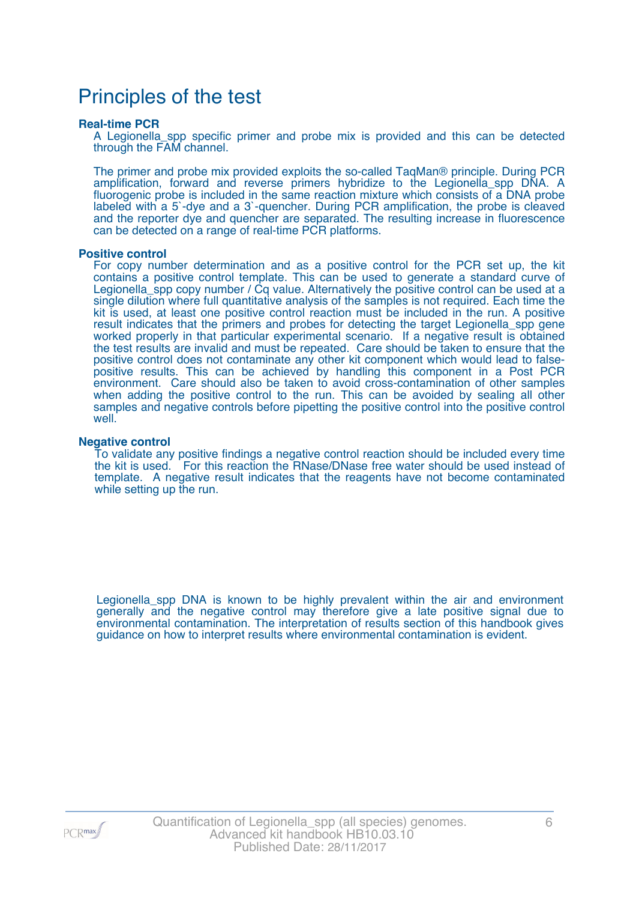# Principles of the test

### Real-time PCR

A Legionella_spp specific primer and probe mix is provided and this can be detected through the FAM channel.

The primer and probe mix provided exploits the so-called TaqMan® principle. During PCR amplification, forward and reverse primers hybridize to the Legionella_spp DNA. A fluorogenic probe is included in the same reaction mixture which consists of a DNA probe labeled with a 5`-dye and a 3`-quencher. During PCR amplification, the probe is cleaved and the reporter dye and quencher are separated. The resulting increase in fluorescence can be detected on a range of real-time PCR platforms.

### Positive control

For copy number determination and as a positive control for the PCR set up, the kit contains a positive control template. This can be used to generate a standard curve of Legionella_spp copy number / Cq value. Alternatively the positive control can be used at a single dilution where full quantitative analysis of the samples is not required. Each time the kit is used, at least one positive control reaction must be included in the run. A positive result indicates that the primers and probes for detecting the target Legionella_spp gene worked properly in that particular experimental scenario. If a negative result is obtained the test results are invalid and must be repeated. Care should be taken to ensure that the positive control does not contaminate any other kit component which would lead to false-positive results. This can be achieved by handling this component in a Post PCR environment. Care should also be taken to avoid cross-contamination of other samples when adding the positive control to the run. This can be avoided by sealing all other samples and negative controls before pipetting the positive control into the positive control well.

### Negative control

To validate any positive findings a negative control reaction should be included every time the kit is used. For this reaction the RNase/DNase free water should be used instead of template. A negative result indicates that the reagents have not become contaminated while setting up the run.

Legionella_spp DNA is known to be highly prevalent within the air and environment generally and the negative control may therefore give a late positive signal due to environmental contamination. The interpretation of results section of this handbook gives guidance on how to interpret results where environmental contamination is evident.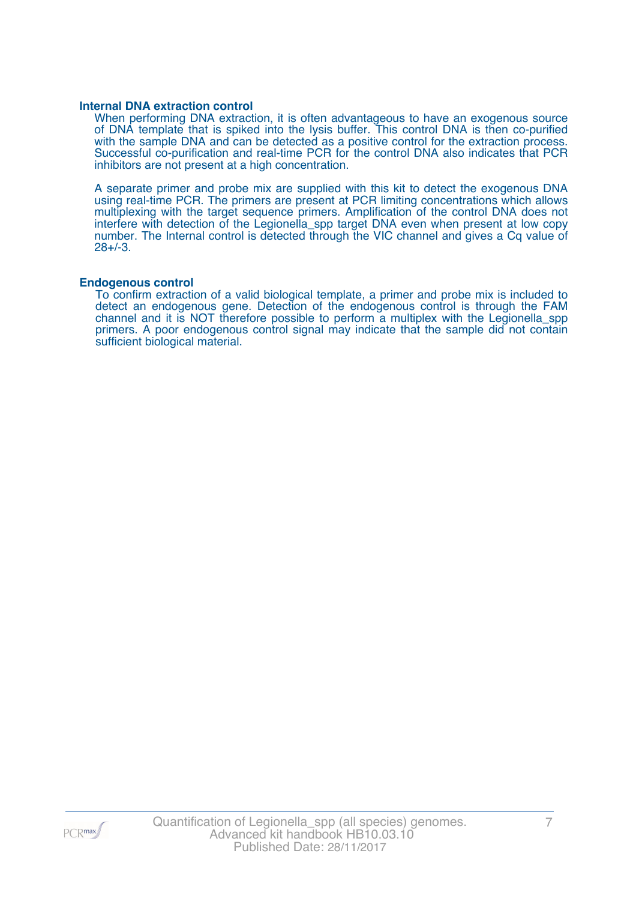### Internal DNA extraction control

When performing DNA extraction, it is often advantageous to have an exogenous source of DNA template that is spiked into the lysis buffer. This control DNA is then co-purified with the sample DNA and can be detected as a positive control for the extraction process. Successful co-purification and real-time PCR for the control DNA also indicates that PCR inhibitors are not present at a high concentration.

A separate primer and probe mix are supplied with this kit to detect the exogenous DNA using real-time PCR. The primers are present at PCR limiting concentrations which allows multiplexing with the target sequence primers. Amplification of the control DNA does not interfere with detection of the Legionella_spp target DNA even when present at low copy number. The Internal control is detected through the VIC channel and gives a Cq value of 28+/-3.

### Endogenous control

To confirm extraction of a valid biological template, a primer and probe mix is included to detect an endogenous gene. Detection of the endogenous control is through the FAM channel and it is NOT therefore possible to perform a multiplex with the Legionella_spp primers. A poor endogenous control signal may indicate that the sample did not contain sufficient biological material.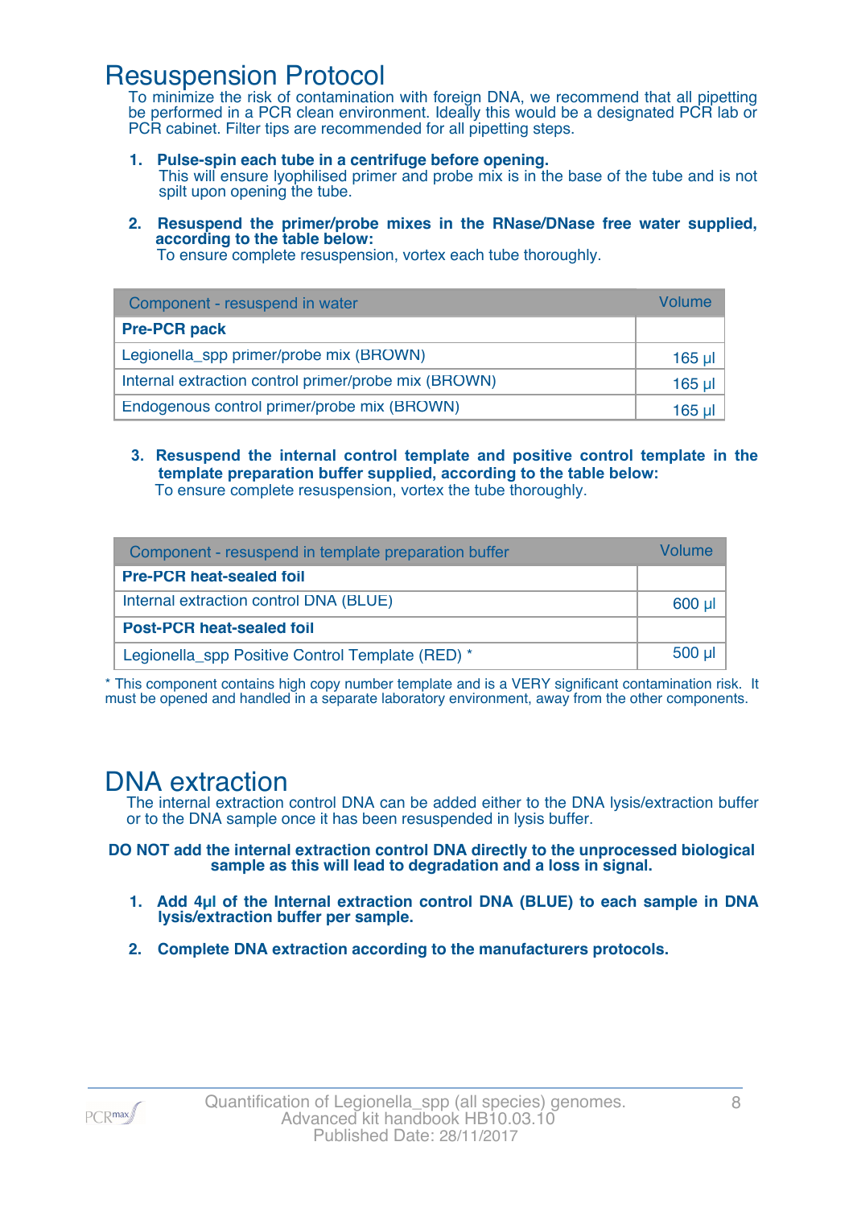# Resuspension Protocol

To minimize the risk of contamination with foreign DNA, we recommend that all pipetting be performed in a PCR clean environment. Ideally this would be a designated PCR lab or PCR cabinet. Filter tips are recommended for all pipetting steps.

1. **Pulse-spin each tube in a centrifuge before opening.**
   This will ensure lyophilised primer and probe mix is in the base of the tube and is not spilt upon opening the tube.

2. **Resuspend the primer/probe mixes in the RNase/DNase free water supplied, according to the table below:**
   To ensure complete resuspension, vortex each tube thoroughly.

| Component - resuspend in water | Volume |
|---|---|
| **Pre-PCR pack** | |
| Legionella_spp primer/probe mix (BROWN) | 165 µl |
| Internal extraction control primer/probe mix (BROWN) | 165 µl |
| Endogenous control primer/probe mix (BROWN) | 165 µl |

3. **Resuspend the internal control template and positive control template in the template preparation buffer supplied, according to the table below:**
   To ensure complete resuspension, vortex the tube thoroughly.

| Component - resuspend in template preparation buffer | Volume |
|---|---|
| **Pre-PCR heat-sealed foil** | |
| Internal extraction control DNA (BLUE) | 600 µl |
| **Post-PCR heat-sealed foil** | |
| Legionella_spp Positive Control Template (RED) * | 500 µl |

\* This component contains high copy number template and is a VERY significant contamination risk. It must be opened and handled in a separate laboratory environment, away from the other components.

# DNA extraction

The internal extraction control DNA can be added either to the DNA lysis/extraction buffer or to the DNA sample once it has been resuspended in lysis buffer.

**DO NOT add the internal extraction control DNA directly to the unprocessed biological sample as this will lead to degradation and a loss in signal.**

1. **Add 4µl of the Internal extraction control DNA (BLUE) to each sample in DNA lysis/extraction buffer per sample.**
2. **Complete DNA extraction according to the manufacturers protocols.**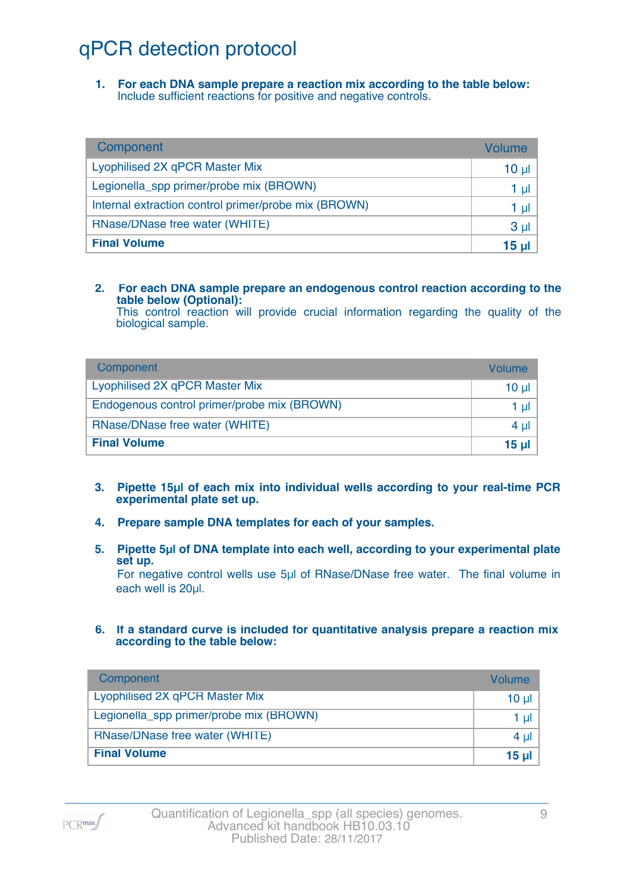# qPCR detection protocol

1. **For each DNA sample prepare a reaction mix according to the table below:** Include sufficient reactions for positive and negative controls.

| Component | Volume |
|---|---|
| Lyophilised 2X qPCR Master Mix | 10 µl |
| Legionella_spp primer/probe mix (BROWN) | 1 µl |
| Internal extraction control primer/probe mix (BROWN) | 1 µl |
| RNase/DNase free water (WHITE) | 3 µl |
| **Final Volume** | **15 µl** |

2. **For each DNA sample prepare an endogenous control reaction according to the table below (Optional):** This control reaction will provide crucial information regarding the quality of the biological sample.

| Component | Volume |
|---|---|
| Lyophilised 2X qPCR Master Mix | 10 µl |
| Endogenous control primer/probe mix (BROWN) | 1 µl |
| RNase/DNase free water (WHITE) | 4 µl |
| **Final Volume** | **15 µl** |

3. **Pipette 15µl of each mix into individual wells according to your real-time PCR experimental plate set up.**

4. **Prepare sample DNA templates for each of your samples.**

5. **Pipette 5µl of DNA template into each well, according to your experimental plate set up.** For negative control wells use 5µl of RNase/DNase free water. The final volume in each well is 20µl.

6. **If a standard curve is included for quantitative analysis prepare a reaction mix according to the table below:**

| Component | Volume |
|---|---|
| Lyophilised 2X qPCR Master Mix | 10 µl |
| Legionella_spp primer/probe mix (BROWN) | 1 µl |
| RNase/DNase free water (WHITE) | 4 µl |
| **Final Volume** | **15 µl** |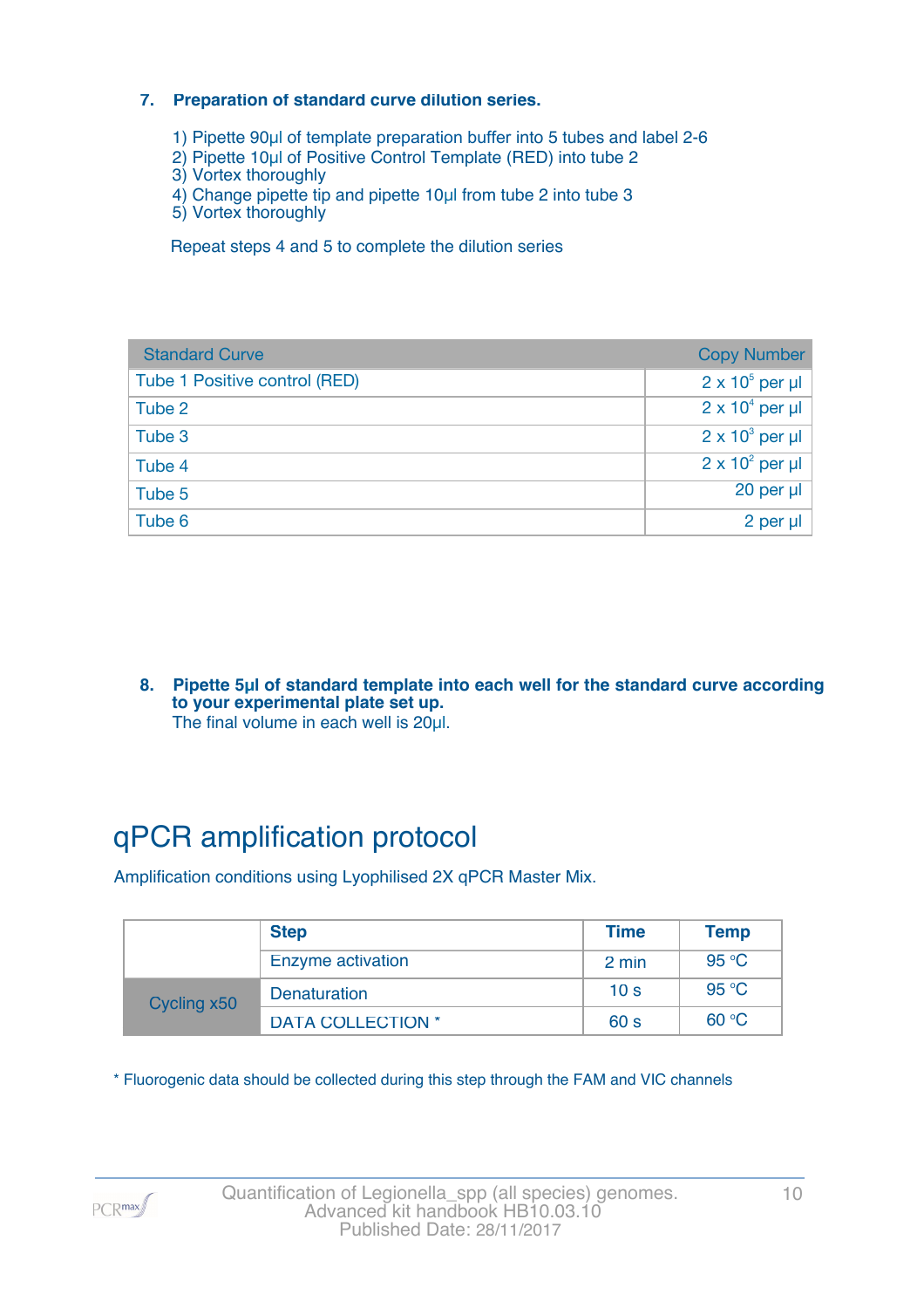**7. Preparation of standard curve dilution series.**

1) Pipette 90µl of template preparation buffer into 5 tubes and label 2-6
2) Pipette 10µl of Positive Control Template (RED) into tube 2
3) Vortex thoroughly
4) Change pipette tip and pipette 10µl from tube 2 into tube 3
5) Vortex thoroughly

Repeat steps 4 and 5 to complete the dilution series

| Standard Curve | Copy Number |
|---|---|
| Tube 1 Positive control (RED) | $2 \times 10^5$ per µl |
| Tube 2 | $2 \times 10^4$ per µl |
| Tube 3 | $2 \times 10^3$ per µl |
| Tube 4 | $2 \times 10^2$ per µl |
| Tube 5 | 20 per µl |
| Tube 6 | 2 per µl |

**8. Pipette 5µl of standard template into each well for the standard curve according to your experimental plate set up.**
The final volume in each well is 20µl.

# qPCR amplification protocol

Amplification conditions using Lyophilised 2X qPCR Master Mix.

| | Step | Time | Temp |
|---|---|---|---|
| | Enzyme activation | 2 min | 95 °C |
| Cycling x50 | Denaturation | 10 s | 95 °C |
| | DATA COLLECTION * | 60 s | 60 °C |

* Fluorogenic data should be collected during this step through the FAM and VIC channels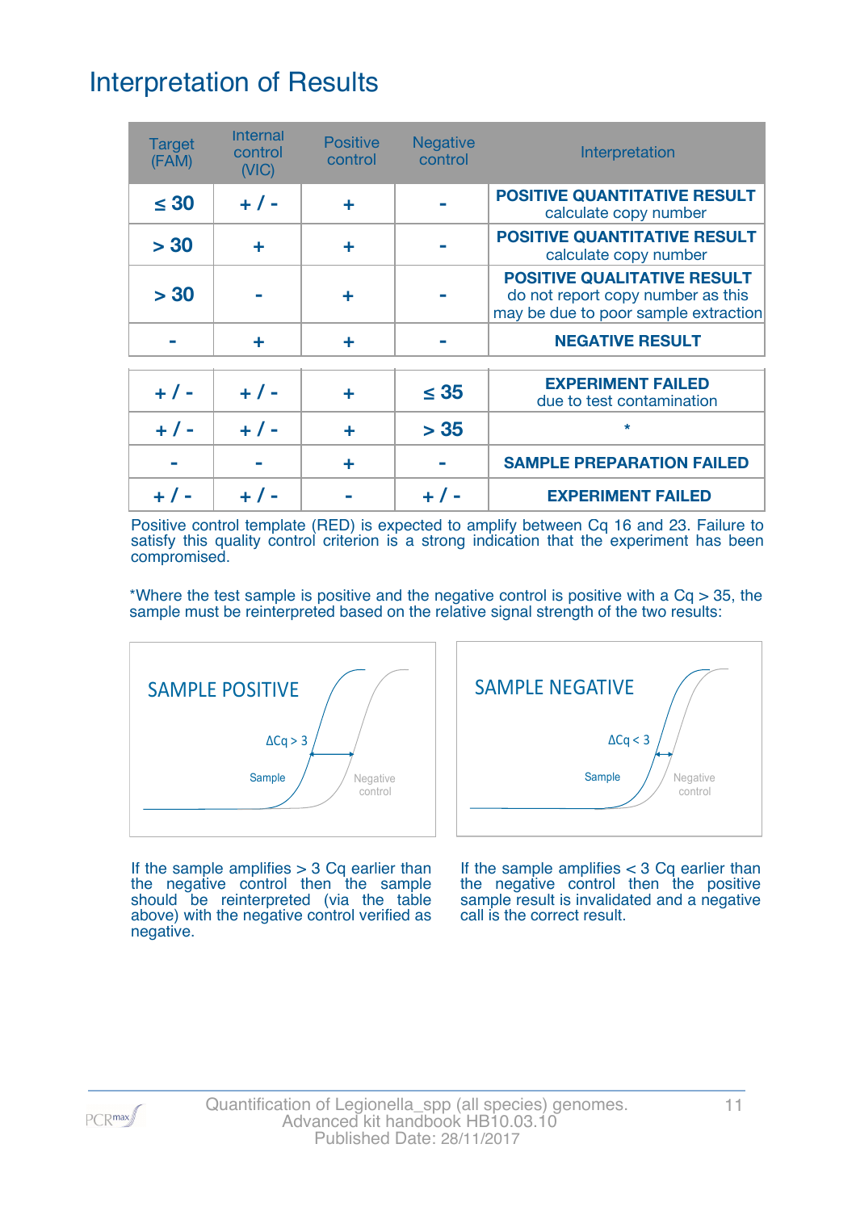# Interpretation of Results

| Target (FAM) | Internal control (VIC) | Positive control | Negative control | Interpretation |
|---|---|---|---|---|
| ≤ 30 | + / - | + | - | **POSITIVE QUANTITATIVE RESULT** calculate copy number |
| > 30 | + | + | - | **POSITIVE QUANTITATIVE RESULT** calculate copy number |
| > 30 | - | + | - | **POSITIVE QUALITATIVE RESULT** do not report copy number as this may be due to poor sample extraction |
| - | + | + | - | **NEGATIVE RESULT** |
| + / - | + / - | + | ≤ 35 | **EXPERIMENT FAILED** due to test contamination |
| + / - | + / - | + | > 35 | * |
| - | - | + | - | **SAMPLE PREPARATION FAILED** |
| + / - | + / - | - | + / - | **EXPERIMENT FAILED** |

Positive control template (RED) is expected to amplify between Cq 16 and 23. Failure to satisfy this quality control criterion is a strong indication that the experiment has been compromised.

*Where the test sample is positive and the negative control is positive with a Cq > 35, the sample must be reinterpreted based on the relative signal strength of the two results:

SAMPLE POSITIVE

ΔCq > 3

Sample

Negative control

If the sample amplifies > 3 Cq earlier than the negative control then the sample should be reinterpreted (via the table above) with the negative control verified as negative.

SAMPLE NEGATIVE

ΔCq < 3

Sample

Negative control

If the sample amplifies < 3 Cq earlier than the negative control then the positive sample result is invalidated and a negative call is the correct result.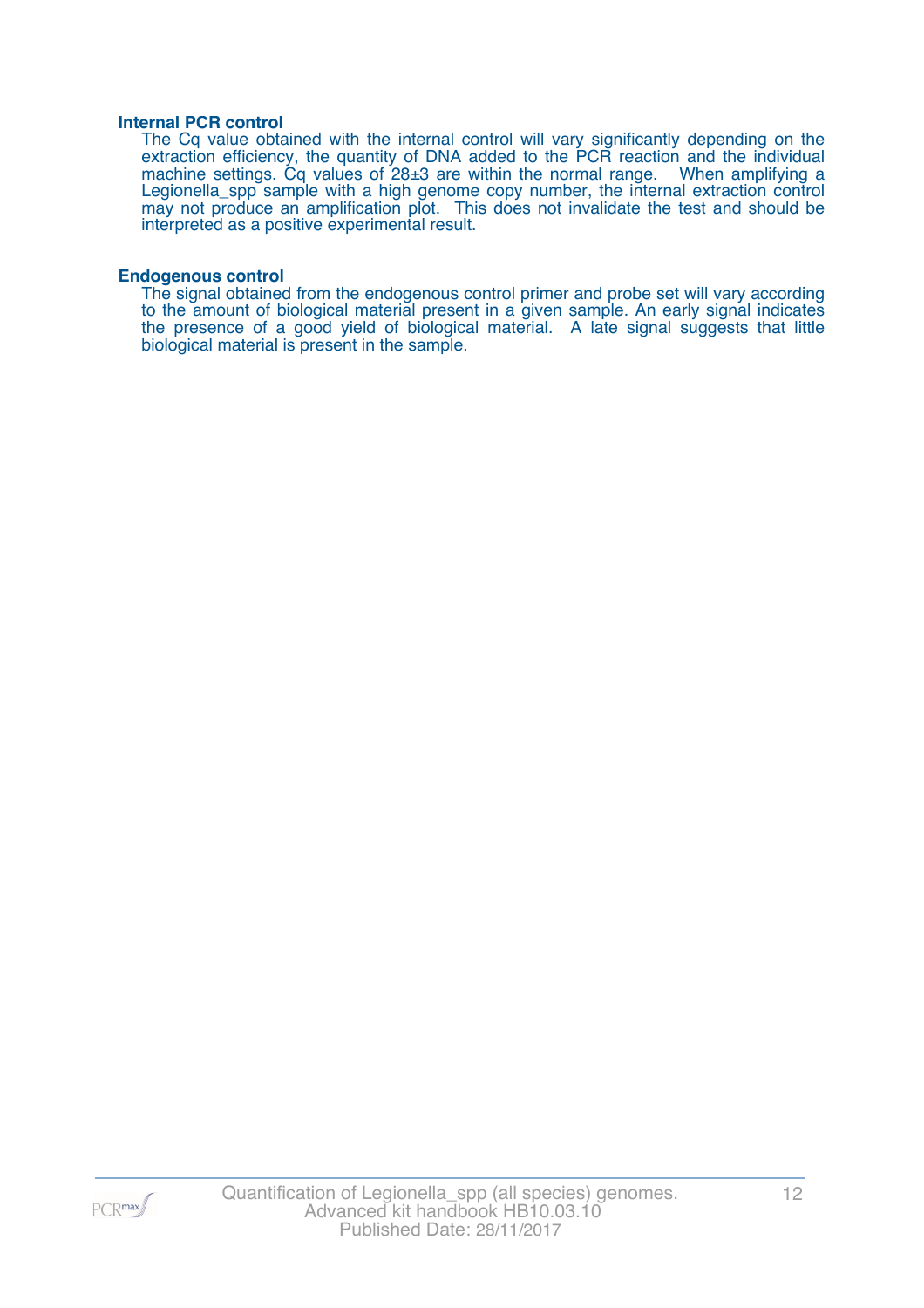### Internal PCR control

The Cq value obtained with the internal control will vary significantly depending on the extraction efficiency, the quantity of DNA added to the PCR reaction and the individual machine settings. Cq values of 28±3 are within the normal range. When amplifying a Legionella_spp sample with a high genome copy number, the internal extraction control may not produce an amplification plot. This does not invalidate the test and should be interpreted as a positive experimental result.

### Endogenous control

The signal obtained from the endogenous control primer and probe set will vary according to the amount of biological material present in a given sample. An early signal indicates the presence of a good yield of biological material. A late signal suggests that little biological material is present in the sample.